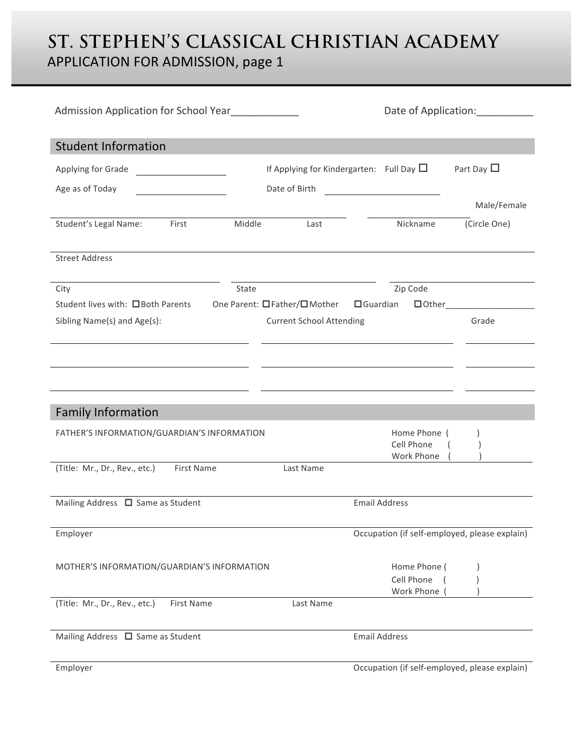# ST. STEPHEN'S CLASSICAL CHRISTIAN ACADEMY

## APPLICATION FOR ADMISSION, page 1

Admission Application for School Year___________ Date of Application:_________

## Student Information

Applying for Grade ____________ If Applying for Kindergarten: Full Day ☐ Part Day ☐

Age as of Today ____________ Date of Birth ____________

Male/Female

Student's Legal Name: First Middle Last | Nickname | (Circle One)

Street Address

City | State | Zip Code

Student lives with: ☐Both Parents One Parent: ☐Father/☐Mother ☐Guardian ☐Other_________________

| Sibling Name(s) and Age(s): | Current School Attending | Grade |
|---|---|---|
| | | |
| | | |
| | | |

## Family Information

FATHER'S INFORMATION/GUARDIAN'S INFORMATION

Home Phone ( )
Cell Phone ( )
Work Phone ( )

(Title: Mr., Dr., Rev., etc.) First Name Last Name

Mailing Address ☐ Same as Student | Email Address

Employer | Occupation (if self-employed, please explain)

MOTHER'S INFORMATION/GUARDIAN'S INFORMATION

Home Phone ( )
Cell Phone ( )
Work Phone ( )

(Title: Mr., Dr., Rev., etc.) First Name Last Name

Mailing Address ☐ Same as Student | Email Address

Employer | Occupation (if self-employed, please explain)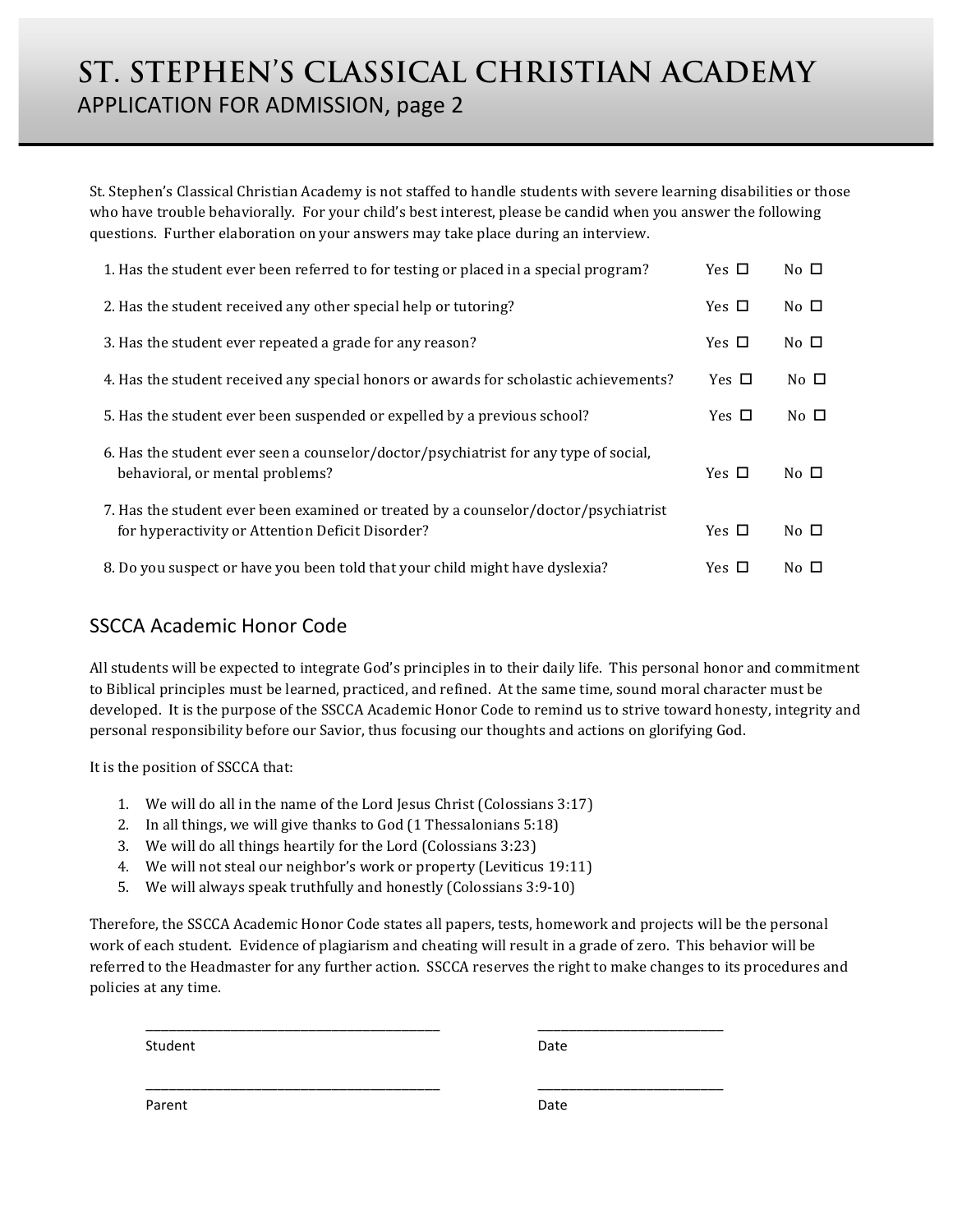# ST. STEPHEN'S CLASSICAL CHRISTIAN ACADEMY
## APPLICATION FOR ADMISSION, page 2

St. Stephen's Classical Christian Academy is not staffed to handle students with severe learning disabilities or those who have trouble behaviorally. For your child's best interest, please be candid when you answer the following questions. Further elaboration on your answers may take place during an interview.

1. Has the student ever been referred to for testing or placed in a special program? Yes ☐ No ☐
2. Has the student received any other special help or tutoring? Yes ☐ No ☐
3. Has the student ever repeated a grade for any reason? Yes ☐ No ☐
4. Has the student received any special honors or awards for scholastic achievements? Yes ☐ No ☐
5. Has the student ever been suspended or expelled by a previous school? Yes ☐ No ☐
6. Has the student ever seen a counselor/doctor/psychiatrist for any type of social, behavioral, or mental problems? Yes ☐ No ☐
7. Has the student ever been examined or treated by a counselor/doctor/psychiatrist for hyperactivity or Attention Deficit Disorder? Yes ☐ No ☐
8. Do you suspect or have you been told that your child might have dyslexia? Yes ☐ No ☐

## SSCCA Academic Honor Code

All students will be expected to integrate God's principles in to their daily life. This personal honor and commitment to Biblical principles must be learned, practiced, and refined. At the same time, sound moral character must be developed. It is the purpose of the SSCCA Academic Honor Code to remind us to strive toward honesty, integrity and personal responsibility before our Savior, thus focusing our thoughts and actions on glorifying God.

It is the position of SSCCA that:

1. We will do all in the name of the Lord Jesus Christ (Colossians 3:17)
2. In all things, we will give thanks to God (1 Thessalonians 5:18)
3. We will do all things heartily for the Lord (Colossians 3:23)
4. We will not steal our neighbor's work or property (Leviticus 19:11)
5. We will always speak truthfully and honestly (Colossians 3:9-10)

Therefore, the SSCCA Academic Honor Code states all papers, tests, homework and projects will be the personal work of each student. Evidence of plagiarism and cheating will result in a grade of zero. This behavior will be referred to the Headmaster for any further action. SSCCA reserves the right to make changes to its procedures and policies at any time.

\_\_\_\_\_\_\_\_\_\_\_\_\_\_\_\_\_\_\_\_\_\_\_\_\_\_\_\_\_\_\_\_\_\_\_\_\_\_\_\_ \_\_\_\_\_\_\_\_\_\_\_\_\_\_\_\_\_\_\_\_\_\_\_\_\_\_
Student Date

\_\_\_\_\_\_\_\_\_\_\_\_\_\_\_\_\_\_\_\_\_\_\_\_\_\_\_\_\_\_\_\_\_\_\_\_\_\_\_\_ \_\_\_\_\_\_\_\_\_\_\_\_\_\_\_\_\_\_\_\_\_\_\_\_\_\_
Parent Date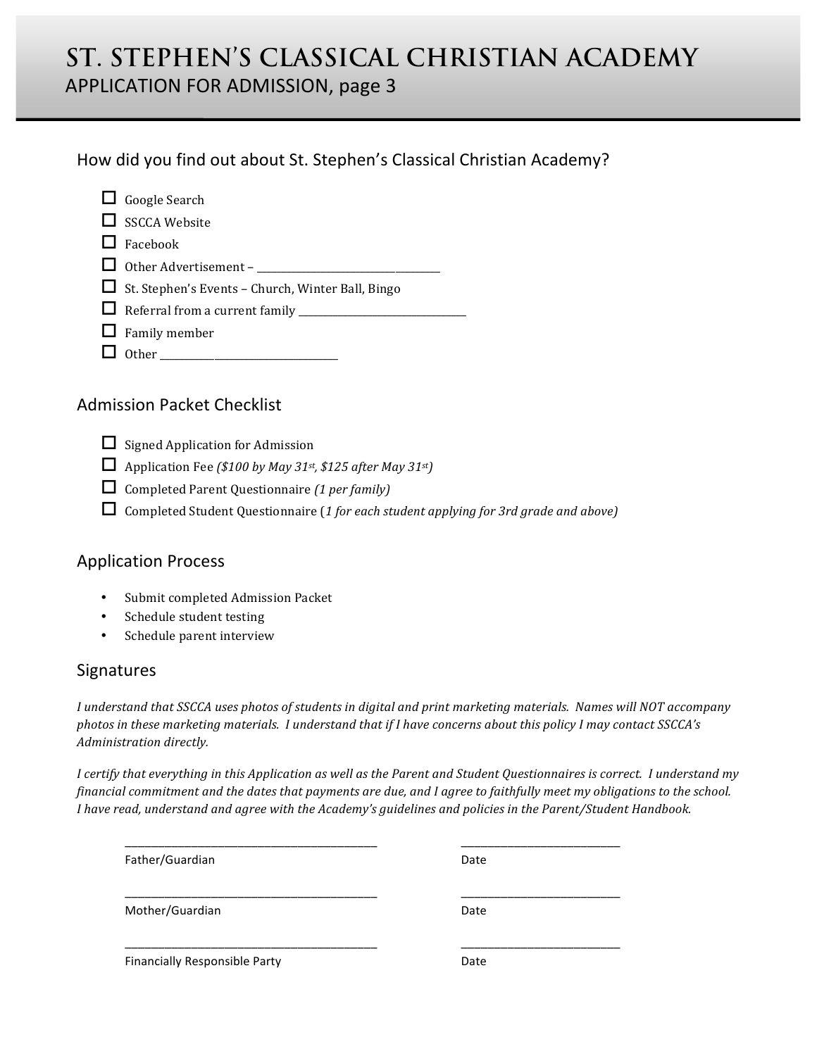# ST. STEPHEN'S CLASSICAL CHRISTIAN ACADEMY

APPLICATION FOR ADMISSION, page 3

## How did you find out about St. Stephen's Classical Christian Academy?

- ☐ Google Search
- ☐ SSCCA Website
- ☐ Facebook
- ☐ Other Advertisement – ______________________________
- ☐ St. Stephen's Events – Church, Winter Ball, Bingo
- ☐ Referral from a current family ____________________________
- ☐ Family member
- ☐ Other ______________________________

## Admission Packet Checklist

- ☐ Signed Application for Admission
- ☐ Application Fee *($100 by May 31st, $125 after May 31st)*
- ☐ Completed Parent Questionnaire *(1 per family)*
- ☐ Completed Student Questionnaire (*1 for each student applying for 3rd grade and above)*

## Application Process

- Submit completed Admission Packet
- Schedule student testing
- Schedule parent interview

## Signatures

*I understand that SSCCA uses photos of students in digital and print marketing materials. Names will NOT accompany photos in these marketing materials. I understand that if I have concerns about this policy I may contact SSCCA's Administration directly.*

*I certify that everything in this Application as well as the Parent and Student Questionnaires is correct. I understand my financial commitment and the dates that payments are due, and I agree to faithfully meet my obligations to the school. I have read, understand and agree with the Academy's guidelines and policies in the Parent/Student Handbook.*

__________________________________________ __________________________
Father/Guardian Date

__________________________________________ __________________________
Mother/Guardian Date

__________________________________________ __________________________
Financially Responsible Party Date